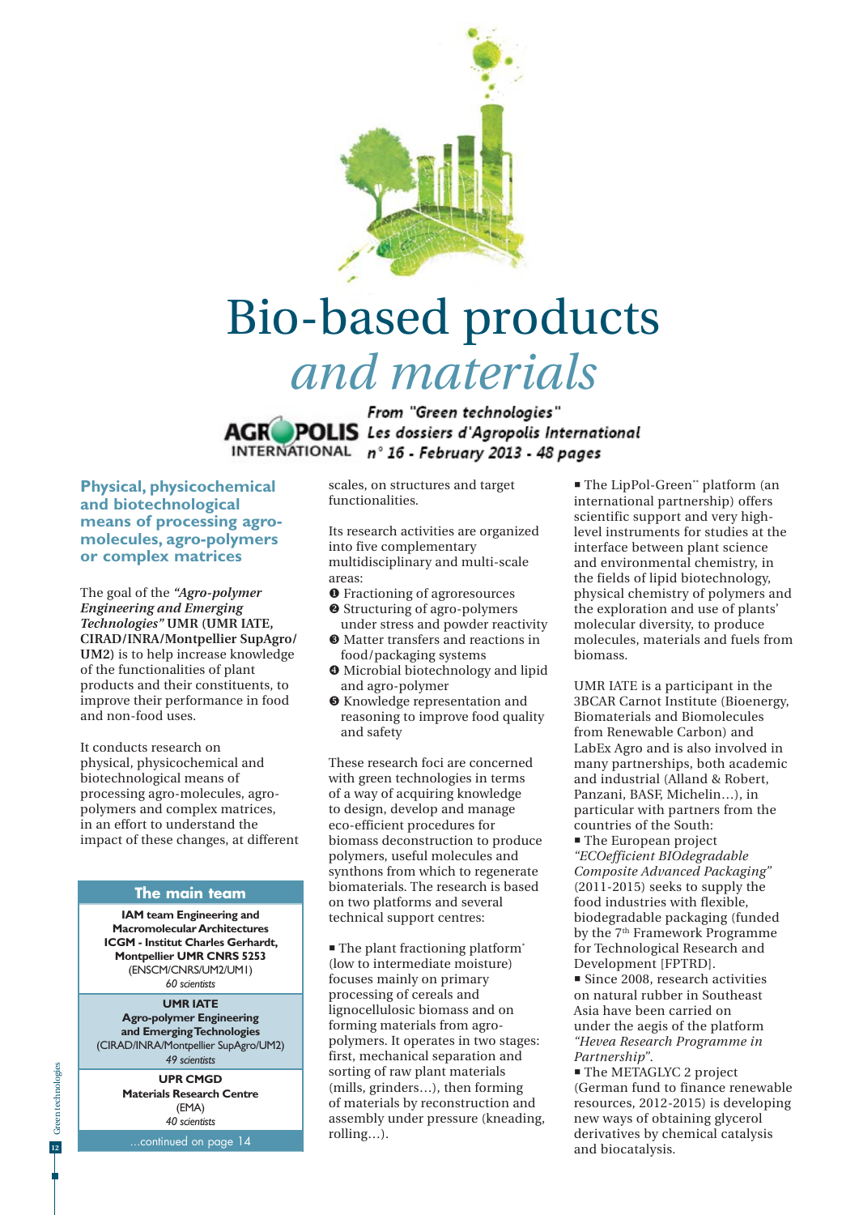# Bio-based products *and materials*

AGROPOLIS INTERNATIONAL — *From "Green technologies" Les dossiers d'Agropolis International n° 16 - February 2013 - 48 pages*

## Physical, physicochemical and biotechnological means of processing agro-molecules, agro-polymers or complex matrices

The goal of the ***"Agro-polymer Engineering and Emerging Technologies"*** **UMR (UMR IATE, CIRAD/INRA/Montpellier SupAgro/UM2)** is to help increase knowledge of the functionalities of plant products and their constituents, to improve their performance in food and non-food uses.

It conducts research on physical, physicochemical and biotechnological means of processing agro-molecules, agro-polymers and complex matrices, in an effort to understand the impact of these changes, at different scales, on structures and target functionalities.

Its research activities are organized into five complementary multidisciplinary and multi-scale areas:

❶ Fractioning of agroresources
❷ Structuring of agro-polymers under stress and powder reactivity
❸ Matter transfers and reactions in food/packaging systems
❹ Microbial biotechnology and lipid and agro-polymer
❺ Knowledge representation and reasoning to improve food quality and safety

These research foci are concerned with green technologies in terms of a way of acquiring knowledge to design, develop and manage eco-efficient procedures for biomass deconstruction to produce polymers, useful molecules and synthons from which to regenerate biomaterials. The research is based on two platforms and several technical support centres:

- The plant fractioning platform* (low to intermediate moisture) focuses mainly on primary processing of cereals and lignocellulosic biomass and on forming materials from agro-polymers. It operates in two stages: first, mechanical separation and sorting of raw plant materials (mills, grinders…), then forming of materials by reconstruction and assembly under pressure (kneading, rolling…).
- The LipPol-Green** platform (an international partnership) offers scientific support and very high-level instruments for studies at the interface between plant science and environmental chemistry, in the fields of lipid biotechnology, physical chemistry of polymers and the exploration and use of plants' molecular diversity, to produce molecules, materials and fuels from biomass.

UMR IATE is a participant in the 3BCAR Carnot Institute (Bioenergy, Biomaterials and Biomolecules from Renewable Carbon) and LabEx Agro and is also involved in many partnerships, both academic and industrial (Alland & Robert, Panzani, BASF, Michelin…), in particular with partners from the countries of the South:

- The European project *"ECOefficient BIOdegradable Composite Advanced Packaging"* (2011-2015) seeks to supply the food industries with flexible, biodegradable packaging (funded by the 7th Framework Programme for Technological Research and Development [FPTRD].
- Since 2008, research activities on natural rubber in Southeast Asia have been carried on under the aegis of the platform *"Hevea Research Programme in Partnership"*.
- The METAGLYC 2 project (German fund to finance renewable resources, 2012-2015) is developing new ways of obtaining glycerol derivatives by chemical catalysis and biocatalysis.

### The main team

**IAM team Engineering and Macromolecular Architectures**
**ICGM - Institut Charles Gerhardt, Montpellier UMR CNRS 5253**
(ENSCM/CNRS/UM2/UM1)
*60 scientists*

**UMR IATE**
**Agro-polymer Engineering and Emerging Technologies**
(CIRAD/INRA/Montpellier SupAgro/UM2)
*49 scientists*

**UPR CMGD**
**Materials Research Centre**
(EMA)
*40 scientists*

…continued on page 14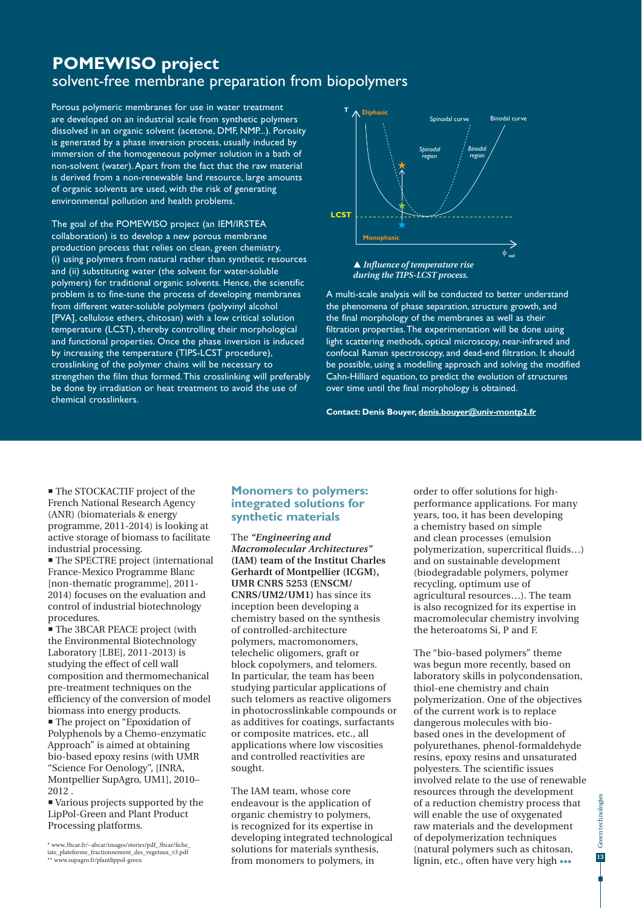# POMEWISO project

## solvent-free membrane preparation from biopolymers

Porous polymeric membranes for use in water treatment are developed on an industrial scale from synthetic polymers dissolved in an organic solvent (acetone, DMF, NMP...). Porosity is generated by a phase inversion process, usually induced by immersion of the homogeneous polymer solution in a bath of non-solvent (water). Apart from the fact that the raw material is derived from a non-renewable land resource, large amounts of organic solvents are used, with the risk of generating environmental pollution and health problems.

The goal of the POMEWISO project (an IEM/IRSTEA collaboration) is to develop a new porous membrane production process that relies on clean, green chemistry, (i) using polymers from natural rather than synthetic resources and (ii) substituting water (the solvent for water-soluble polymers) for traditional organic solvents. Hence, the scientific problem is to fine-tune the process of developing membranes from different water-soluble polymers (polyvinyl alcohol [PVA], cellulose ethers, chitosan) with a low critical solution temperature (LCST), thereby controlling their morphological and functional properties. Once the phase inversion is induced by increasing the temperature (TIPS-LCST procedure), crosslinking of the polymer chains will be necessary to strengthen the film thus formed. This crosslinking will preferably be done by irradiation or heat treatment to avoid the use of chemical crosslinkers.

▲ *Influence of temperature rise during the TIPS-LCST process.*

A multi-scale analysis will be conducted to better understand the phenomena of phase separation, structure growth, and the final morphology of the membranes as well as their filtration properties. The experimentation will be done using light scattering methods, optical microscopy, near-infrared and confocal Raman spectroscopy, and dead-end filtration. It should be possible, using a modelling approach and solving the modified Cahn-Hilliard equation, to predict the evolution of structures over time until the final morphology is obtained.

**Contact: Denis Bouyer, denis.bouyer@univ-montp2.fr**

- The STOCKACTIF project of the French National Research Agency (ANR) (biomaterials & energy programme, 2011-2014) is looking at active storage of biomass to facilitate industrial processing.
- The SPECTRE project (international France-Mexico Programme Blanc [non-thematic programme], 2011-2014) focuses on the evaluation and control of industrial biotechnology procedures.
- The 3BCAR PEACE project (with the Environmental Biotechnology Laboratory [LBE], 2011-2013) is studying the effect of cell wall composition and thermomechanical pre-treatment techniques on the efficiency of the conversion of model biomass into energy products.
- The project on "Epoxidation of Polyphenols by a Chemo-enzymatic Approach" is aimed at obtaining bio-based epoxy resins (with UMR "Science For Oenology", [INRA, Montpellier SupAgro, UM1], 2010–2012 .
- Various projects supported by the LipPol-Green and Plant Product Processing platforms.

\* www.3bcar.fr/~abcar/images/stories/pdf_3bcar/fiche_iate_plateforme_fractionnement_des_vegetaux_v3.pdf
\*\* www.supagro.fr/plantlippol-green

### Monomers to polymers: integrated solutions for synthetic materials

The ***"Engineering and Macromolecular Architectures"* (IAM) team of the Institut Charles Gerhardt of Montpellier (ICGM), UMR CNRS 5253 (ENSCM/CNRS/UM2/UM1)** has since its inception been developing a chemistry based on the synthesis of controlled-architecture polymers, macromonomers, telechelic oligomers, graft or block copolymers, and telomers. In particular, the team has been studying particular applications of such telomers as reactive oligomers in photocrosslinkable compounds or as additives for coatings, surfactants or composite matrices, etc., all applications where low viscosities and controlled reactivities are sought.

The IAM team, whose core endeavour is the application of organic chemistry to polymers, is recognized for its expertise in developing integrated technological solutions for materials synthesis, from monomers to polymers, in order to offer solutions for high-performance applications. For many years, too, it has been developing a chemistry based on simple and clean processes (emulsion polymerization, supercritical fluids…) and on sustainable development (biodegradable polymers, polymer recycling, optimum use of agricultural resources…). The team is also recognized for its expertise in macromolecular chemistry involving the heteroatoms Si, P and F.

The "bio-based polymers" theme was begun more recently, based on laboratory skills in polycondensation, thiol-ene chemistry and chain polymerization. One of the objectives of the current work is to replace dangerous molecules with bio-based ones in the development of polyurethanes, phenol-formaldehyde resins, epoxy resins and unsaturated polyesters. The scientific issues involved relate to the use of renewable resources through the development of a reduction chemistry process that will enable the use of oxygenated raw materials and the development of depolymerization techniques (natural polymers such as chitosan, lignin, etc., often have very high •••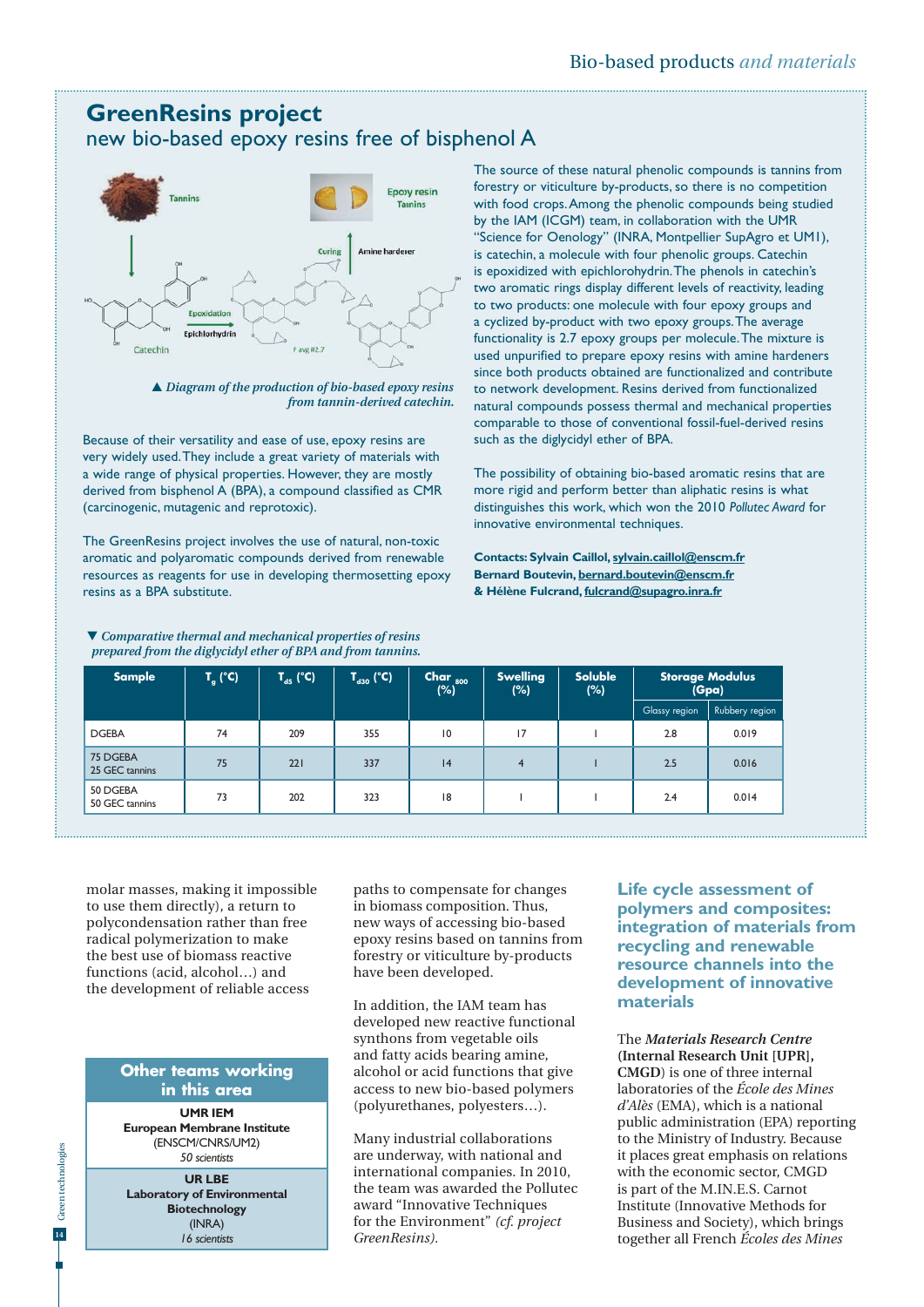## GreenResins project

### new bio-based epoxy resins free of bisphenol A

▲ *Diagram of the production of bio-based epoxy resins from tannin-derived catechin.*

Because of their versatility and ease of use, epoxy resins are very widely used. They include a great variety of materials with a wide range of physical properties. However, they are mostly derived from bisphenol A (BPA), a compound classified as CMR (carcinogenic, mutagenic and reprotoxic).

The GreenResins project involves the use of natural, non-toxic aromatic and polyaromatic compounds derived from renewable resources as reagents for use in developing thermosetting epoxy resins as a BPA substitute.

The source of these natural phenolic compounds is tannins from forestry or viticulture by-products, so there is no competition with food crops. Among the phenolic compounds being studied by the IAM (ICGM) team, in collaboration with the UMR "Science for Oenology" (INRA, Montpellier SupAgro et UM1), is catechin, a molecule with four phenolic groups. Catechin is epoxidized with epichlorohydrin. The phenols in catechin's two aromatic rings display different levels of reactivity, leading to two products: one molecule with four epoxy groups and a cyclized by-product with two epoxy groups. The average functionality is 2.7 epoxy groups per molecule. The mixture is used unpurified to prepare epoxy resins with amine hardeners since both products obtained are functionalized and contribute to network development. Resins derived from functionalized natural compounds possess thermal and mechanical properties comparable to those of conventional fossil-fuel-derived resins such as the diglycidyl ether of BPA.

The possibility of obtaining bio-based aromatic resins that are more rigid and perform better than aliphatic resins is what distinguishes this work, which won the 2010 *Pollutec Award* for innovative environmental techniques.

**Contacts: Sylvain Caillol, sylvain.caillol@enscm.fr**
**Bernard Boutevin, bernard.boutevin@enscm.fr**
**& Hélène Fulcrand, fulcrand@supagro.inra.fr**

▼ *Comparative thermal and mechanical properties of resins prepared from the diglycidyl ether of BPA and from tannins.*

| Sample | $T_g$ (°C) | $T_{d5}$ (°C) | $T_{d30}$ (°C) | Char $_{800}$ (%) | Swelling (%) | Soluble (%) | Storage Modulus (Gpa) | |
|---|---|---|---|---|---|---|---|---|
| | | | | | | | Glassy region | Rubbery region |
| DGEBA | 74 | 209 | 355 | 10 | 17 | 1 | 2.8 | 0.019 |
| 75 DGEBA 25 GEC tannins | 75 | 221 | 337 | 14 | 4 | 1 | 2.5 | 0.016 |
| 50 DGEBA 50 GEC tannins | 73 | 202 | 323 | 18 | 1 | 1 | 2.4 | 0.014 |

molar masses, making it impossible to use them directly), a return to polycondensation rather than free radical polymerization to make the best use of biomass reactive functions (acid, alcohol…) and the development of reliable access paths to compensate for changes in biomass composition. Thus, new ways of accessing bio-based epoxy resins based on tannins from forestry or viticulture by-products have been developed.

In addition, the IAM team has developed new reactive functional synthons from vegetable oils and fatty acids bearing amine, alcohol or acid functions that give access to new bio-based polymers (polyurethanes, polyesters…).

Many industrial collaborations are underway, with national and international companies. In 2010, the team was awarded the Pollutec award "Innovative Techniques for the Environment" *(cf. project GreenResins).*

| Other teams working in this area |
|---|
| **UMR IEM** **European Membrane Institute** (ENSCM/CNRS/UM2) *50 scientists* |
| **UR LBE** **Laboratory of Environmental Biotechnology** (INRA) *16 scientists* |

## Life cycle assessment of polymers and composites: integration of materials from recycling and renewable resource channels into the development of innovative materials

The ***Materials Research Centre*** **(Internal Research Unit [UPR], CMGD)** is one of three internal laboratories of the *École des Mines d'Alès* (EMA), which is a national public administration (EPA) reporting to the Ministry of Industry. Because it places great emphasis on relations with the economic sector, CMGD is part of the M.I.N.E.S. Carnot Institute (Innovative Methods for Business and Society), which brings together all French *Écoles des Mines*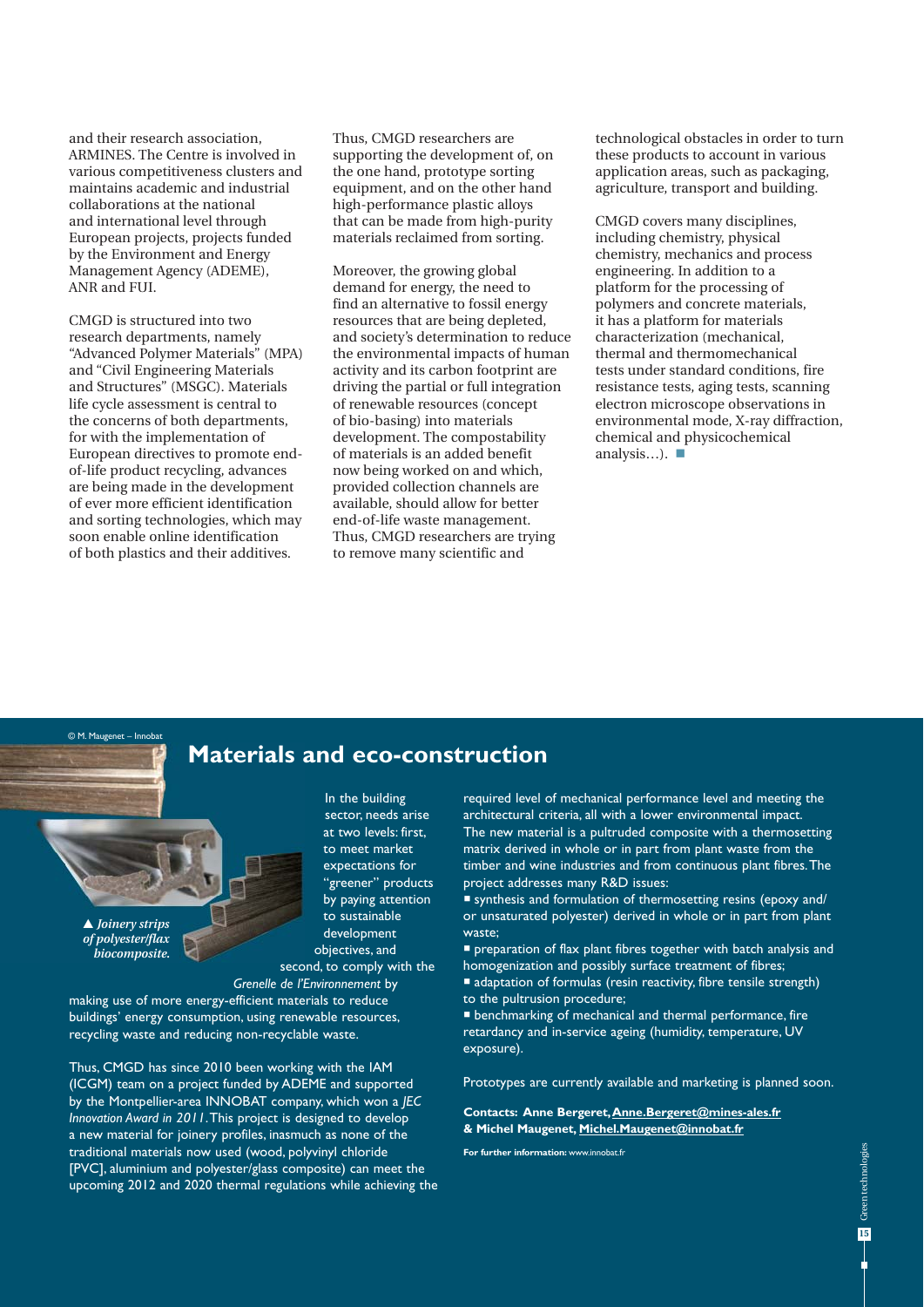and their research association, ARMINES. The Centre is involved in various competitiveness clusters and maintains academic and industrial collaborations at the national and international level through European projects, projects funded by the Environment and Energy Management Agency (ADEME), ANR and FUI.

CMGD is structured into two research departments, namely "Advanced Polymer Materials" (MPA) and "Civil Engineering Materials and Structures" (MSGC). Materials life cycle assessment is central to the concerns of both departments, for with the implementation of European directives to promote end-of-life product recycling, advances are being made in the development of ever more efficient identification and sorting technologies, which may soon enable online identification of both plastics and their additives.

Thus, CMGD researchers are supporting the development of, on the one hand, prototype sorting equipment, and on the other hand high-performance plastic alloys that can be made from high-purity materials reclaimed from sorting.

Moreover, the growing global demand for energy, the need to find an alternative to fossil energy resources that are being depleted, and society's determination to reduce the environmental impacts of human activity and its carbon footprint are driving the partial or full integration of renewable resources (concept of bio-basing) into materials development. The compostability of materials is an added benefit now being worked on and which, provided collection channels are available, should allow for better end-of-life waste management. Thus, CMGD researchers are trying to remove many scientific and technological obstacles in order to turn these products to account in various application areas, such as packaging, agriculture, transport and building.

CMGD covers many disciplines, including chemistry, physical chemistry, mechanics and process engineering. In addition to a platform for the processing of polymers and concrete materials, it has a platform for materials characterization (mechanical, thermal and thermomechanical tests under standard conditions, fire resistance tests, aging tests, scanning electron microscope observations in environmental mode, X-ray diffraction, chemical and physicochemical analysis…).

© M. Maugenet – Innobat

▲ *Joinery strips of polyester/flax biocomposite.*

## Materials and eco-construction

In the building sector, needs arise at two levels: first, to meet market expectations for "greener" products by paying attention to sustainable development objectives, and second, to comply with the *Grenelle de l'Environnement* by making use of more energy-efficient materials to reduce buildings' energy consumption, using renewable resources, recycling waste and reducing non-recyclable waste.

Thus, CMGD has since 2010 been working with the IAM (ICGM) team on a project funded by ADEME and supported by the Montpellier-area INNOBAT company, which won a *JEC Innovation Award in 2011*. This project is designed to develop a new material for joinery profiles, inasmuch as none of the traditional materials now used (wood, polyvinyl chloride [PVC], aluminium and polyester/glass composite) can meet the upcoming 2012 and 2020 thermal regulations while achieving the required level of mechanical performance level and meeting the architectural criteria, all with a lower environmental impact.

The new material is a pultruded composite with a thermosetting matrix derived in whole or in part from plant waste from the timber and wine industries and from continuous plant fibres. The project addresses many R&D issues:

- synthesis and formulation of thermosetting resins (epoxy and/or unsaturated polyester) derived in whole or in part from plant waste;
- preparation of flax plant fibres together with batch analysis and homogenization and possibly surface treatment of fibres;
- adaptation of formulas (resin reactivity, fibre tensile strength) to the pultrusion procedure;
- benchmarking of mechanical and thermal performance, fire retardancy and in-service ageing (humidity, temperature, UV exposure).

Prototypes are currently available and marketing is planned soon.

**Contacts: Anne Bergeret, Anne.Bergeret@mines-ales.fr & Michel Maugenet, Michel.Maugenet@innobat.fr**

**For further information:** www.innobat.fr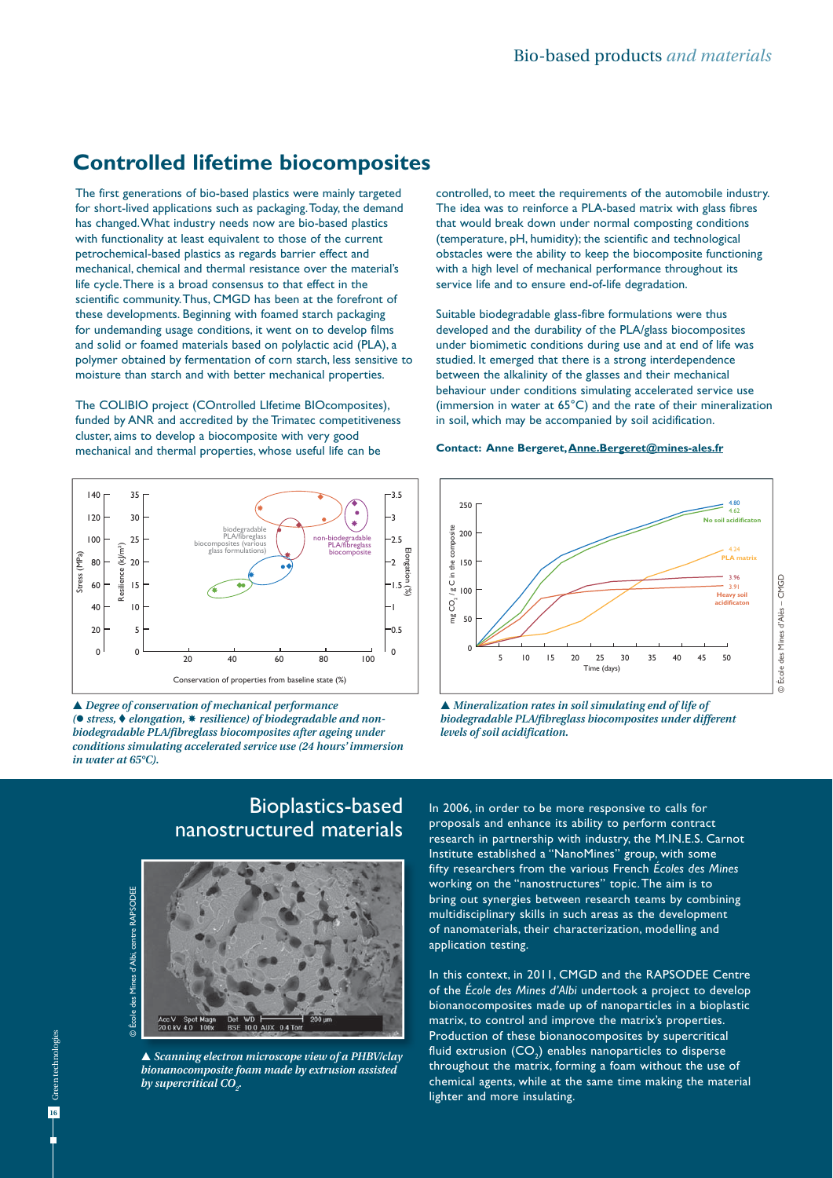## Controlled lifetime biocomposites

The first generations of bio-based plastics were mainly targeted for short-lived applications such as packaging. Today, the demand has changed. What industry needs now are bio-based plastics with functionality at least equivalent to those of the current petrochemical-based plastics as regards barrier effect and mechanical, chemical and thermal resistance over the material's life cycle. There is a broad consensus to that effect in the scientific community. Thus, CMGD has been at the forefront of these developments. Beginning with foamed starch packaging for undemanding usage conditions, it went on to develop films and solid or foamed materials based on polylactic acid (PLA), a polymer obtained by fermentation of corn starch, less sensitive to moisture than starch and with better mechanical properties.

The COLIBIO project (COntrolled LIfetime BIOcomposites), funded by ANR and accredited by the Trimatec competitiveness cluster, aims to develop a biocomposite with very good mechanical and thermal properties, whose useful life can be controlled, to meet the requirements of the automobile industry. The idea was to reinforce a PLA-based matrix with glass fibres that would break down under normal composting conditions (temperature, pH, humidity); the scientific and technological obstacles were the ability to keep the biocomposite functioning with a high level of mechanical performance throughout its service life and to ensure end-of-life degradation.

Suitable biodegradable glass-fibre formulations were thus developed and the durability of the PLA/glass biocomposites under biomimetic conditions during use and at end of life was studied. It emerged that there is a strong interdependence between the alkalinity of the glasses and their mechanical behaviour under conditions simulating accelerated service use (immersion in water at 65°C) and the rate of their mineralization in soil, which may be accompanied by soil acidification.

**Contact: Anne Bergeret, Anne.Bergeret@mines-ales.fr**

▲ *Degree of conservation of mechanical performance (● stress, ♦ elongation, ✱ resilience) of biodegradable and non-biodegradable PLA/fibreglass biocomposites after ageing under conditions simulating accelerated service use (24 hours' immersion in water at 65°C).*

▲ *Mineralization rates in soil simulating end of life of biodegradable PLA/fibreglass biocomposites under different levels of soil acidification.*

## Bioplastics-based nanostructured materials

▲ *Scanning electron microscope view of a PHBV/clay bionanocomposite foam made by extrusion assisted by supercritical $CO_2$.*

In 2006, in order to be more responsive to calls for proposals and enhance its ability to perform contract research in partnership with industry, the M.IN.E.S. Carnot Institute established a "NanoMines" group, with some fifty researchers from the various French *Écoles des Mines* working on the "nanostructures" topic. The aim is to bring out synergies between research teams by combining multidisciplinary skills in such areas as the development of nanomaterials, their characterization, modelling and application testing.

In this context, in 2011, CMGD and the RAPSODEE Centre of the *École des Mines d'Albi* undertook a project to develop bionanocomposites made up of nanoparticles in a bioplastic matrix, to control and improve the matrix's properties. Production of these bionanocomposites by supercritical fluid extrusion ($CO_2$) enables nanoparticles to disperse throughout the matrix, forming a foam without the use of chemical agents, while at the same time making the material lighter and more insulating.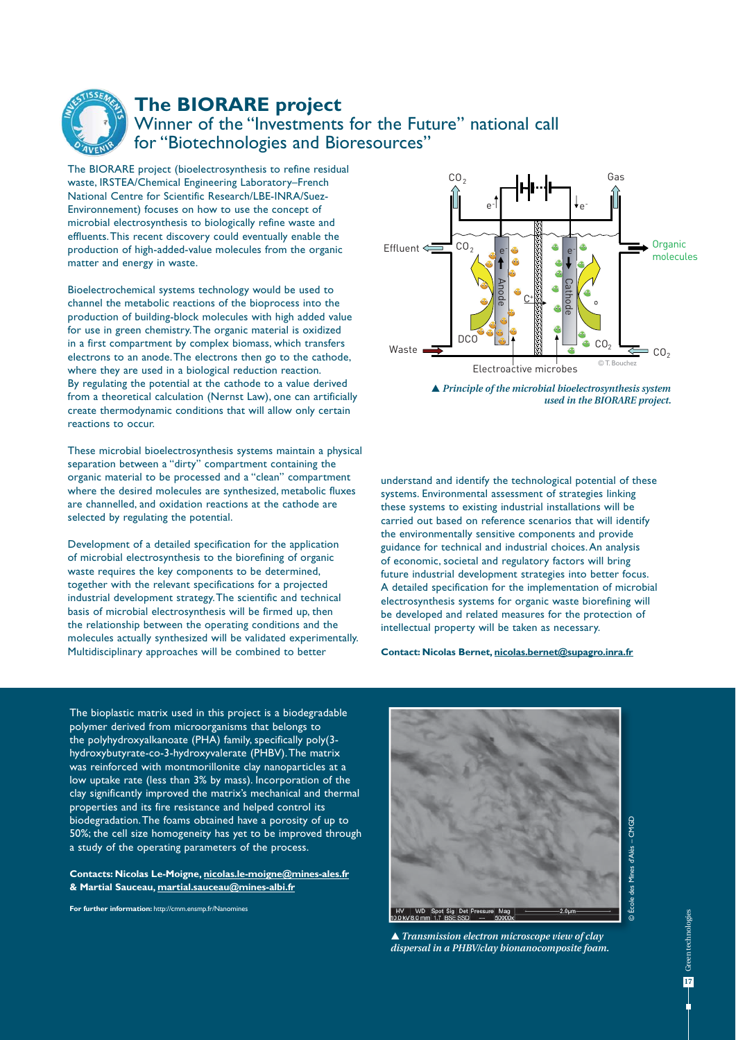## The BIORARE project

### Winner of the "Investments for the Future" national call for "Biotechnologies and Bioresources"

The BIORARE project (bioelectrosynthesis to refine residual waste, IRSTEA/Chemical Engineering Laboratory–French National Centre for Scientific Research/LBE-INRA/Suez-Environnement) focuses on how to use the concept of microbial electrosynthesis to biologically refine waste and effluents. This recent discovery could eventually enable the production of high-added-value molecules from the organic matter and energy in waste.

Bioelectrochemical systems technology would be used to channel the metabolic reactions of the bioprocess into the production of building-block molecules with high added value for use in green chemistry. The organic material is oxidized in a first compartment by complex biomass, which transfers electrons to an anode. The electrons then go to the cathode, where they are used in a biological reduction reaction. By regulating the potential at the cathode to a value derived from a theoretical calculation (Nernst Law), one can artificially create thermodynamic conditions that will allow only certain reactions to occur.

These microbial bioelectrosynthesis systems maintain a physical separation between a "dirty" compartment containing the organic material to be processed and a "clean" compartment where the desired molecules are synthesized, metabolic fluxes are channelled, and oxidation reactions at the cathode are selected by regulating the potential.

Development of a detailed specification for the application of microbial electrosynthesis to the biorefining of organic waste requires the key components to be determined, together with the relevant specifications for a projected industrial development strategy. The scientific and technical basis of microbial electrosynthesis will be firmed up, then the relationship between the operating conditions and the molecules actually synthesized will be validated experimentally. Multidisciplinary approaches will be combined to better understand and identify the technological potential of these systems. Environmental assessment of strategies linking these systems to existing industrial installations will be carried out based on reference scenarios that will identify the environmentally sensitive components and provide guidance for technical and industrial choices. An analysis of economic, societal and regulatory factors will bring future industrial development strategies into better focus. A detailed specification for the implementation of microbial electrosynthesis systems for organic waste biorefining will be developed and related measures for the protection of intellectual property will be taken as necessary.

*▲ Principle of the microbial bioelectrosynthesis system used in the BIORARE project.*

**Contact: Nicolas Bernet, nicolas.bernet@supagro.inra.fr**

The bioplastic matrix used in this project is a biodegradable polymer derived from microorganisms that belongs to the polyhydroxyalkanoate (PHA) family, specifically poly(3-hydroxybutyrate-co-3-hydroxyvalerate (PHBV). The matrix was reinforced with montmorillonite clay nanoparticles at a low uptake rate (less than 3% by mass). Incorporation of the clay significantly improved the matrix's mechanical and thermal properties and its fire resistance and helped control its biodegradation. The foams obtained have a porosity of up to 50%; the cell size homogeneity has yet to be improved through a study of the operating parameters of the process.

**Contacts: Nicolas Le-Moigne, nicolas.le-moigne@mines-ales.fr & Martial Sauceau, martial.sauceau@mines-albi.fr**

**For further information:** http://cmm.ensmp.fr/Nanomines

*▲ Transmission electron microscope view of clay dispersal in a PHBV/clay bionanocomposite foam.*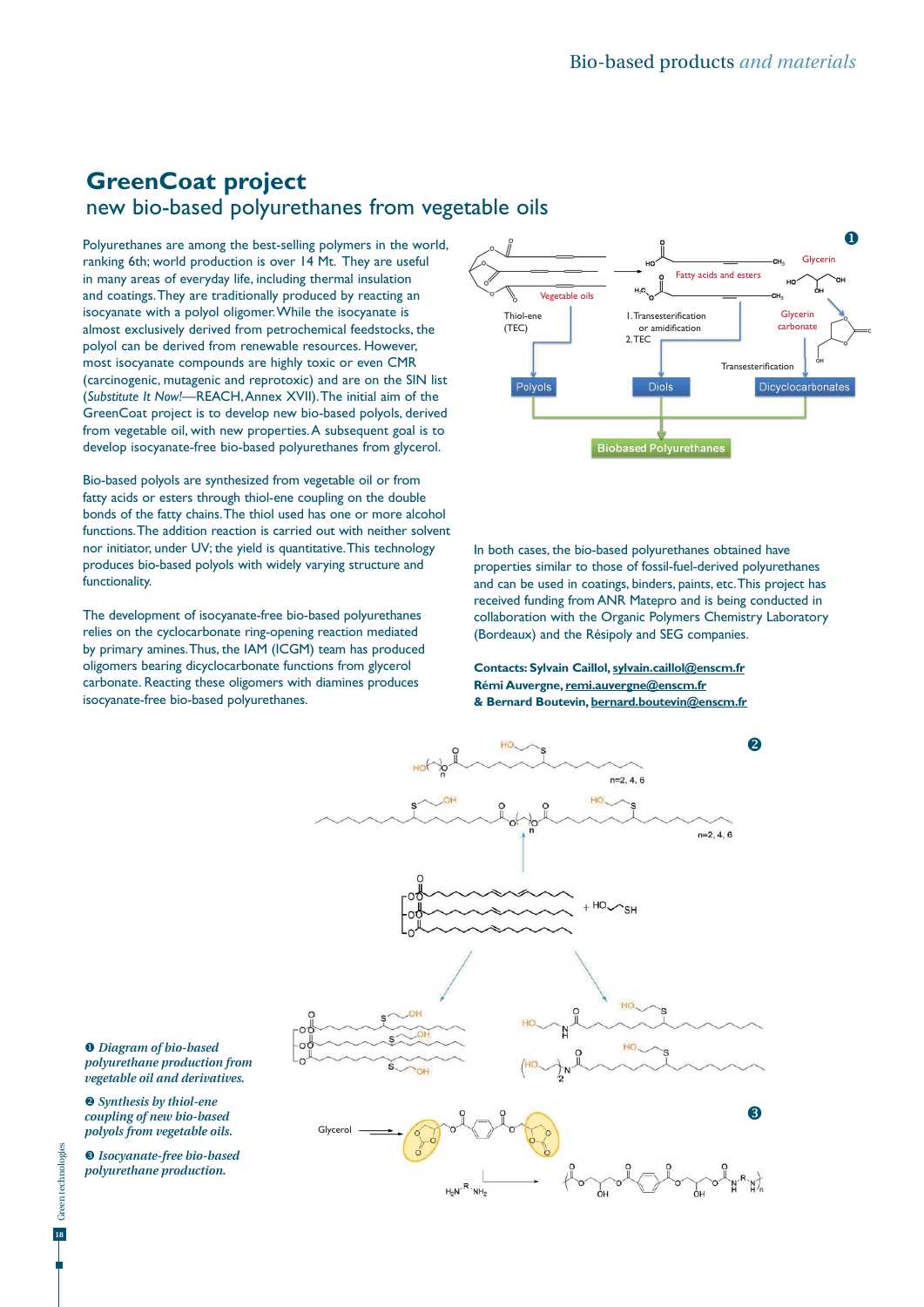# GreenCoat project

## new bio-based polyurethanes from vegetable oils

Polyurethanes are among the best-selling polymers in the world, ranking 6th; world production is over 14 Mt. They are useful in many areas of everyday life, including thermal insulation and coatings. They are traditionally produced by reacting an isocyanate with a polyol oligomer. While the isocyanate is almost exclusively derived from petrochemical feedstocks, the polyol can be derived from renewable resources. However, most isocyanate compounds are highly toxic or even CMR (carcinogenic, mutagenic and reprotoxic) and are on the SIN list (*Substitute It Now!*—REACH, Annex XVII). The initial aim of the GreenCoat project is to develop new bio-based polyols, derived from vegetable oil, with new properties. A subsequent goal is to develop isocyanate-free bio-based polyurethanes from glycerol.

Bio-based polyols are synthesized from vegetable oil or from fatty acids or esters through thiol-ene coupling on the double bonds of the fatty chains. The thiol used has one or more alcohol functions. The addition reaction is carried out with neither solvent nor initiator, under UV; the yield is quantitative. This technology produces bio-based polyols with widely varying structure and functionality.

The development of isocyanate-free bio-based polyurethanes relies on the cyclocarbonate ring-opening reaction mediated by primary amines. Thus, the IAM (ICGM) team has produced oligomers bearing dicyclocarbonate functions from glycerol carbonate. Reacting these oligomers with diamines produces isocyanate-free bio-based polyurethanes.

In both cases, the bio-based polyurethanes obtained have properties similar to those of fossil-fuel-derived polyurethanes and can be used in coatings, binders, paints, etc. This project has received funding from ANR Matepro and is being conducted in collaboration with the Organic Polymers Chemistry Laboratory (Bordeaux) and the Résipoly and SEG companies.

**Contacts: Sylvain Caillol, sylvain.caillol@enscm.fr**
**Rémi Auvergne, remi.auvergne@enscm.fr**
**& Bernard Boutevin, bernard.boutevin@enscm.fr**

❶ *Diagram of bio-based polyurethane production from vegetable oil and derivatives.*

❷ *Synthesis by thiol-ene coupling of new bio-based polyols from vegetable oils.*

❸ *Isocyanate-free bio-based polyurethane production.*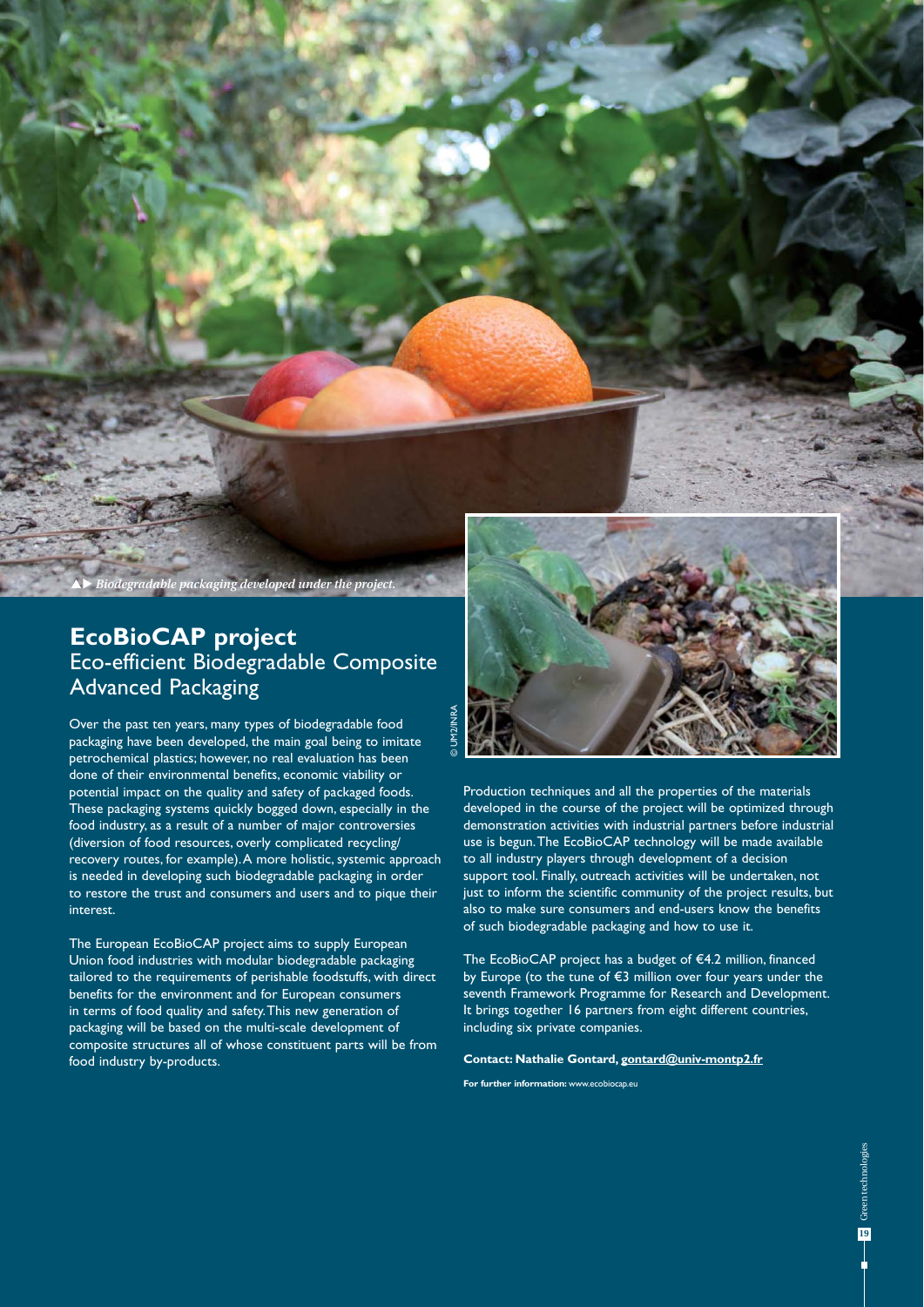▲▶ *Biodegradable packaging developed under the project.*

© UM2/INRA

## EcoBioCAP project
### Eco-efficient Biodegradable Composite Advanced Packaging

Over the past ten years, many types of biodegradable food packaging have been developed, the main goal being to imitate petrochemical plastics; however, no real evaluation has been done of their environmental benefits, economic viability or potential impact on the quality and safety of packaged foods. These packaging systems quickly bogged down, especially in the food industry, as a result of a number of major controversies (diversion of food resources, overly complicated recycling/ recovery routes, for example). A more holistic, systemic approach is needed in developing such biodegradable packaging in order to restore the trust and consumers and users and to pique their interest.

The European EcoBioCAP project aims to supply European Union food industries with modular biodegradable packaging tailored to the requirements of perishable foodstuffs, with direct benefits for the environment and for European consumers in terms of food quality and safety. This new generation of packaging will be based on the multi-scale development of composite structures all of whose constituent parts will be from food industry by-products.

Production techniques and all the properties of the materials developed in the course of the project will be optimized through demonstration activities with industrial partners before industrial use is begun. The EcoBioCAP technology will be made available to all industry players through development of a decision support tool. Finally, outreach activities will be undertaken, not just to inform the scientific community of the project results, but also to make sure consumers and end-users know the benefits of such biodegradable packaging and how to use it.

The EcoBioCAP project has a budget of €4.2 million, financed by Europe (to the tune of €3 million over four years under the seventh Framework Programme for Research and Development. It brings together 16 partners from eight different countries, including six private companies.

**Contact: Nathalie Gontard, gontard@univ-montp2.fr**

**For further information:** www.ecobiocap.eu